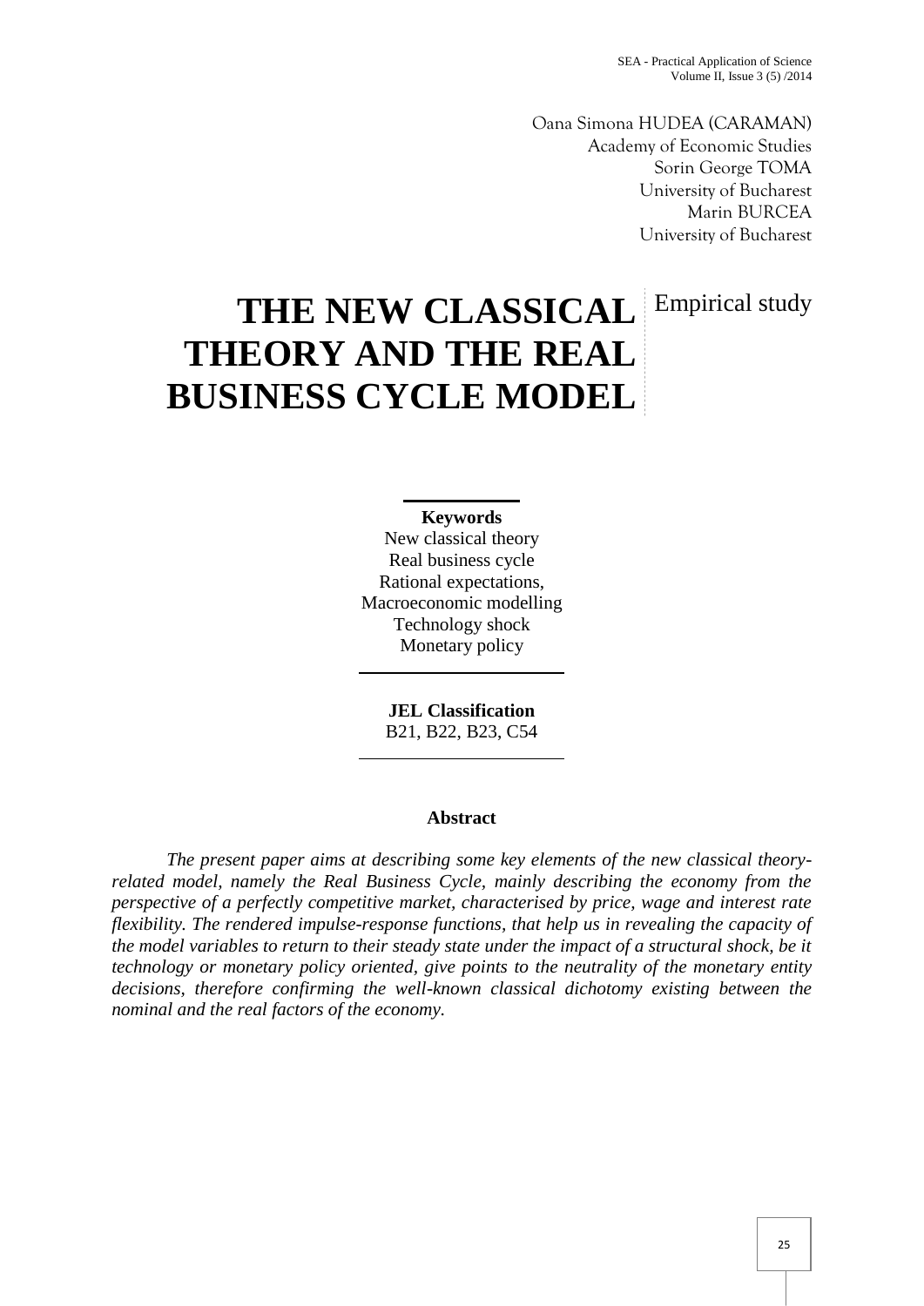Oana Simona HUDEA (CARAMAN)
Academy of Economic Studies
Sorin George TOMA
University of Bucharest
Marin BURCEA
University of Bucharest

# THE NEW CLASSICAL THEORY AND THE REAL BUSINESS CYCLE MODEL

Empirical study

**Keywords**
New classical theory
Real business cycle
Rational expectations,
Macroeconomic modelling
Technology shock
Monetary policy

**JEL Classification**
B21, B22, B23, C54

## Abstract

*The present paper aims at describing some key elements of the new classical theory-related model, namely the Real Business Cycle, mainly describing the economy from the perspective of a perfectly competitive market, characterised by price, wage and interest rate flexibility. The rendered impulse-response functions, that help us in revealing the capacity of the model variables to return to their steady state under the impact of a structural shock, be it technology or monetary policy oriented, give points to the neutrality of the monetary entity decisions, therefore confirming the well-known classical dichotomy existing between the nominal and the real factors of the economy.*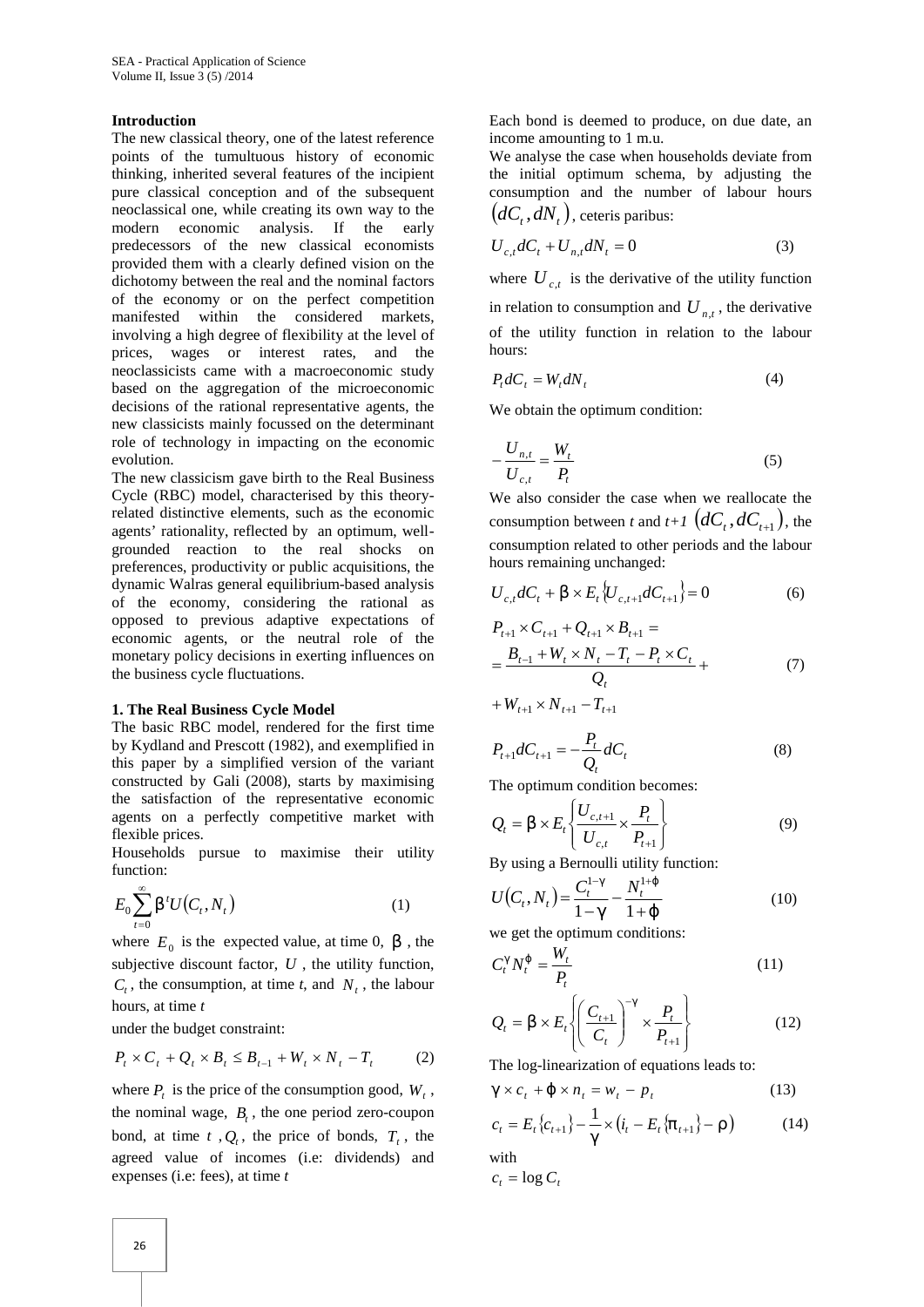**Introduction**

The new classical theory, one of the latest reference points of the tumultuous history of economic thinking, inherited several features of the incipient pure classical conception and of the subsequent neoclassical one, while creating its own way to the modern economic analysis. If the early predecessors of the new classical economists provided them with a clearly defined vision on the dichotomy between the real and the nominal factors of the economy or on the perfect competition manifested within the considered markets, involving a high degree of flexibility at the level of prices, wages or interest rates, and the neoclassicists came with a macroeconomic study based on the aggregation of the microeconomic decisions of the rational representative agents, the new classicists mainly focussed on the determinant role of technology in impacting on the economic evolution.

The new classicism gave birth to the Real Business Cycle (RBC) model, characterised by this theory-related distinctive elements, such as the economic agents' rationality, reflected by an optimum, well-grounded reaction to the real shocks on preferences, productivity or public acquisitions, the dynamic Walras general equilibrium-based analysis of the economy, considering the rational as opposed to previous adaptive expectations of economic agents, or the neutral role of the monetary policy decisions in exerting influences on the business cycle fluctuations.

**1. The Real Business Cycle Model**

The basic RBC model, rendered for the first time by Kydland and Prescott (1982), and exemplified in this paper by a simplified version of the variant constructed by Gali (2008), starts by maximising the satisfaction of the representative economic agents on a perfectly competitive market with flexible prices.

Households pursue to maximise their utility function:

$$E_0 \sum_{t=0}^{\infty} \beta^t U(C_t, N_t) \tag{1}$$

where $E_0$ is the expected value, at time 0, $\beta$, the subjective discount factor, $U$, the utility function, $C_t$, the consumption, at time $t$, and $N_t$, the labour hours, at time $t$

under the budget constraint:

$$P_t \times C_t + Q_t \times B_t \leq B_{t-1} + W_t \times N_t - T_t \tag{2}$$

where $P_t$ is the price of the consumption good, $W_t$, the nominal wage, $B_t$, the one period zero-coupon bond, at time $t$, $Q_t$, the price of bonds, $T_t$, the agreed value of incomes (i.e: dividends) and expenses (i.e: fees), at time $t$

Each bond is deemed to produce, on due date, an income amounting to 1 m.u.

We analyse the case when households deviate from the initial optimum schema, by adjusting the consumption and the number of labour hours $(dC_t, dN_t)$, ceteris paribus:

$$U_{c,t} dC_t + U_{n,t} dN_t = 0 \tag{3}$$

where $U_{c,t}$ is the derivative of the utility function in relation to consumption and $U_{n,t}$, the derivative of the utility function in relation to the labour hours:

$$P_t dC_t = W_t dN_t \tag{4}$$

We obtain the optimum condition:

$$-\frac{U_{n,t}}{U_{c,t}} = \frac{W_t}{P_t} \tag{5}$$

We also consider the case when we reallocate the consumption between $t$ and $t+1$ $(dC_t, dC_{t+1})$, the consumption related to other periods and the labour hours remaining unchanged:

$$U_{c,t} dC_t + \beta \times E_t \{U_{c,t+1} dC_{t+1}\} = 0 \tag{6}$$

$$\begin{aligned} & P_{t+1} \times C_{t+1} + Q_{t+1} \times B_{t+1} = \\ & = \frac{B_{t-1} + W_t \times N_t - T_t - P_t \times C_t}{Q_t} + \\ & + W_{t+1} \times N_{t+1} - T_{t+1} \end{aligned} \tag{7}$$

$$P_{t+1} dC_{t+1} = -\frac{P_t}{Q_t} dC_t \tag{8}$$

The optimum condition becomes:

$$Q_t = \beta \times E_t \left\{ \frac{U_{c,t+1}}{U_{c,t}} \times \frac{P_t}{P_{t+1}} \right\} \tag{9}$$

By using a Bernoulli utility function:

$$U(C_t, N_t) = \frac{C_t^{1-\gamma}}{1-\gamma} - \frac{N_t^{1+\varphi}}{1+\varphi} \tag{10}$$

we get the optimum conditions:

$$C_t^{\gamma} N_t^{\varphi} = \frac{W_t}{P_t} \tag{11}$$

$$Q_t = \beta \times E_t \left\{ \left( \frac{C_{t+1}}{C_t} \right)^{-\gamma} \times \frac{P_t}{P_{t+1}} \right\} \tag{12}$$

The log-linearization of equations leads to:

$$\gamma \times c_t + \varphi \times n_t = w_t - p_t \tag{13}$$

$$c_t = E_t \{c_{t+1}\} - \frac{1}{\gamma} \times (i_t - E_t \{\pi_{t+1}\} - \rho) \tag{14}$$

with

$c_t = \log C_t$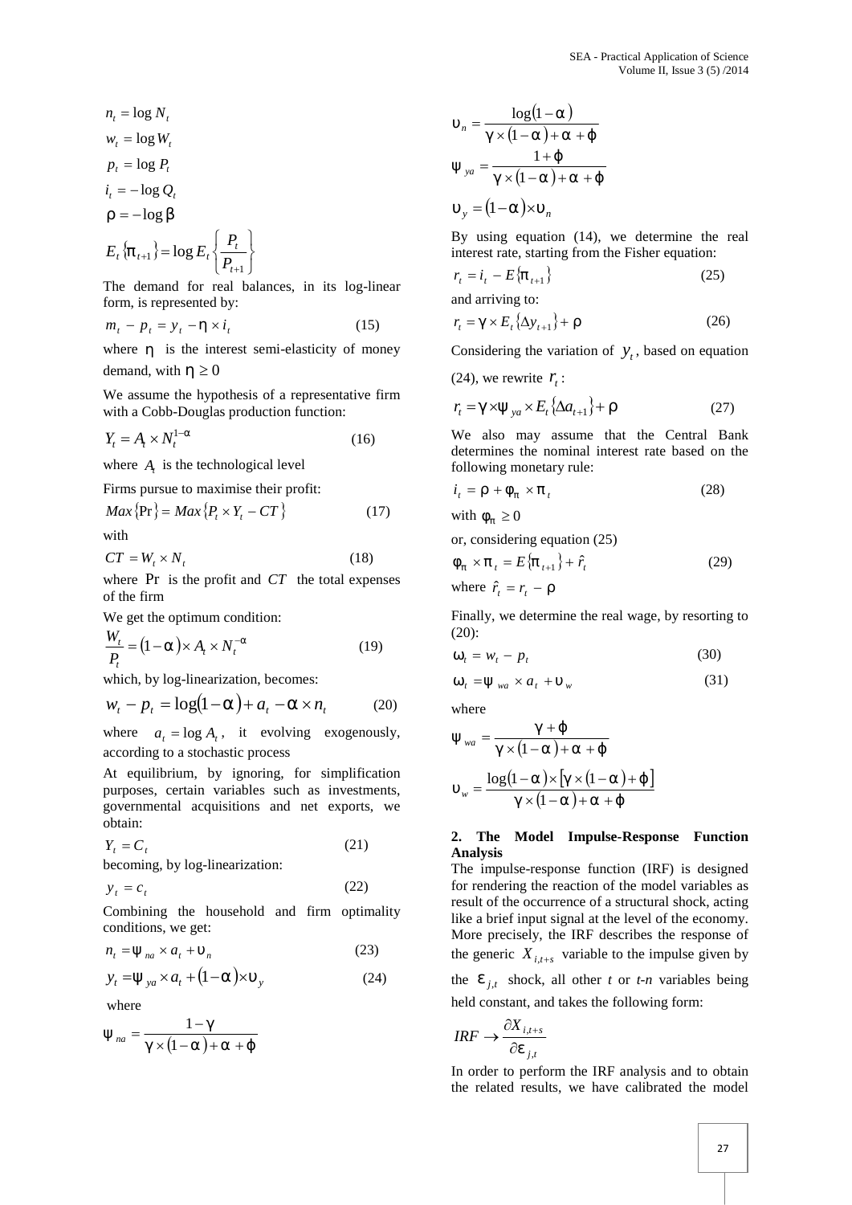$$n_t = \log N_t$$

$$w_t = \log W_t$$

$$p_t = \log P_t$$

$$i_t = -\log Q_t$$

$$\rho = -\log \beta$$

$$E_t\{\pi_{t+1}\} = \log E_t\left\{\frac{P_t}{P_{t+1}}\right\}$$

The demand for real balances, in its log-linear form, is represented by:

$$m_t - p_t = y_t - \eta \times i_t \tag{15}$$

where $\eta$ is the interest semi-elasticity of money demand, with $\eta \geq 0$

We assume the hypothesis of a representative firm with a Cobb-Douglas production function:

$$Y_t = A_t \times N_t^{1-\alpha} \tag{16}$$

where $A_t$ is the technological level

Firms pursue to maximise their profit:

$$Max\{\Pr\} = Max\{P_t \times Y_t - CT\} \tag{17}$$

with

$$CT = W_t \times N_t \tag{18}$$

where Pr is the profit and $CT$ the total expenses of the firm

We get the optimum condition:

$$\frac{W_t}{P_t} = (1-\alpha) \times A_t \times N_t^{-\alpha} \tag{19}$$

which, by log-linearization, becomes:

$$w_t - p_t = \log(1-\alpha) + a_t - \alpha \times n_t \tag{20}$$

where $a_t = \log A_t$, it evolving exogenously, according to a stochastic process

At equilibrium, by ignoring, for simplification purposes, certain variables such as investments, governmental acquisitions and net exports, we obtain:

$$Y_t = C_t \tag{21}$$

becoming, by log-linearization:

$$y_t = c_t \tag{22}$$

Combining the household and firm optimality conditions, we get:

$$n_t = \psi_{na} \times a_t + \upsilon_n \tag{23}$$

$$y_t = \psi_{ya} \times a_t + (1-\alpha) \times \upsilon_y \tag{24}$$

where

$$\psi_{na} = \frac{1-\gamma}{\gamma \times (1-\alpha) + \alpha + \varphi}$$

$$\upsilon_n = \frac{\log(1-\alpha)}{\gamma \times (1-\alpha) + \alpha + \varphi}$$

$$\psi_{ya} = \frac{1+\varphi}{\gamma \times (1-\alpha) + \alpha + \varphi}$$

$$\upsilon_y = (1-\alpha) \times \upsilon_n$$

By using equation (14), we determine the real interest rate, starting from the Fisher equation:

$$r_t = i_t - E\{\pi_{t+1}\} \tag{25}$$

and arriving to:

$$r_t = \gamma \times E_t\{\Delta y_{t+1}\} + \rho \tag{26}$$

Considering the variation of $y_t$, based on equation (24), we rewrite $r_t$:

$$r_t = \gamma \times \psi_{ya} \times E_t\{\Delta a_{t+1}\} + \rho \tag{27}$$

We also may assume that the Central Bank determines the nominal interest rate based on the following monetary rule:

$$i_t = \rho + \phi_\pi \times \pi_t \tag{28}$$

with $\phi_\pi \geq 0$

or, considering equation (25)

$$\phi_\pi \times \pi_t = E\{\pi_{t+1}\} + \hat{r}_t \tag{29}$$

where $\hat{r}_t = r_t - \rho$

Finally, we determine the real wage, by resorting to (20):

$$\omega_t = w_t - p_t \tag{30}$$

$$\omega_t = \psi_{wa} \times a_t + \upsilon_w \tag{31}$$

where

$$\psi_{wa} = \frac{\gamma + \varphi}{\gamma \times (1-\alpha) + \alpha + \varphi}$$

$$\upsilon_w = \frac{\log(1-\alpha) \times [\gamma \times (1-\alpha) + \varphi]}{\gamma \times (1-\alpha) + \alpha + \varphi}$$

## 2. The Model Impulse-Response Function Analysis

The impulse-response function (IRF) is designed for rendering the reaction of the model variables as result of the occurrence of a structural shock, acting like a brief input signal at the level of the economy. More precisely, the IRF describes the response of the generic $X_{i,t+s}$ variable to the impulse given by the $\varepsilon_{j,t}$ shock, all other *t* or *t-n* variables being held constant, and takes the following form:

$$IRF \rightarrow \frac{\partial X_{i,t+s}}{\partial \varepsilon_{j,t}}$$

In order to perform the IRF analysis and to obtain the related results, we have calibrated the model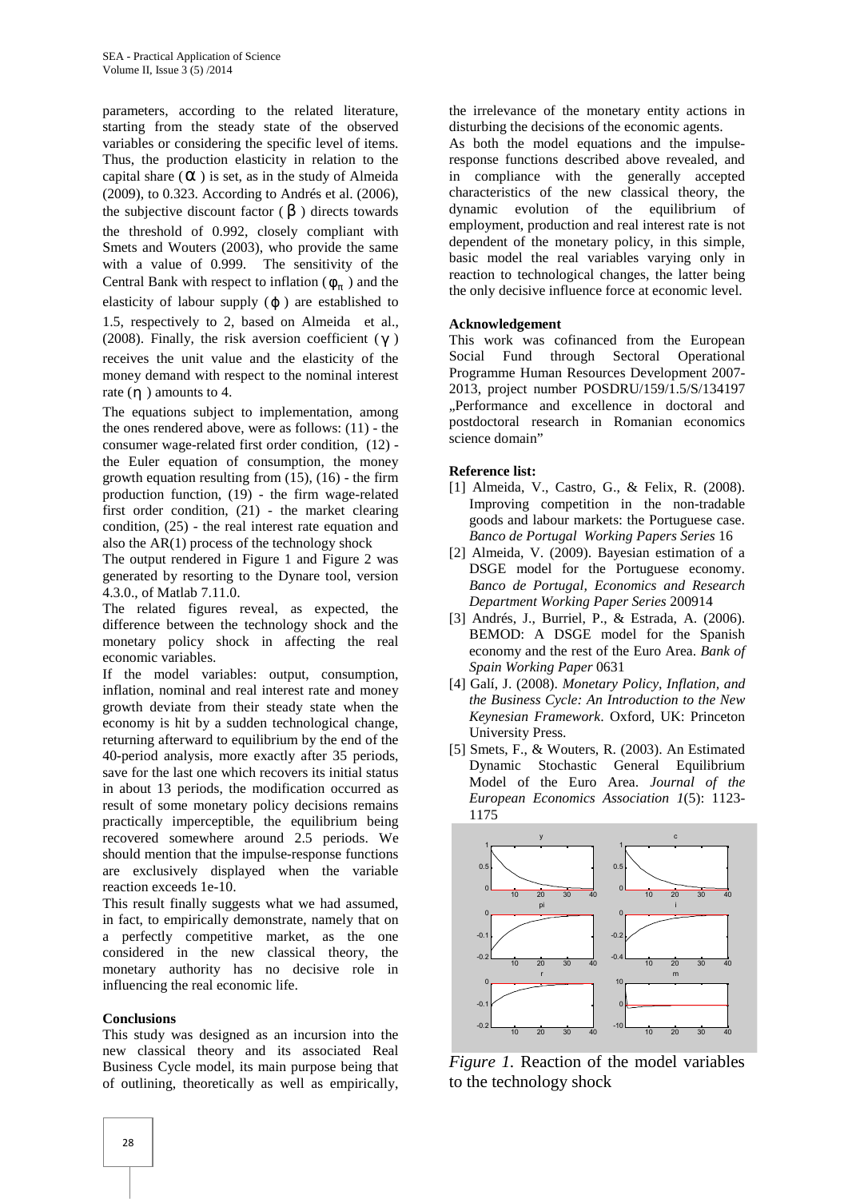parameters, according to the related literature, starting from the steady state of the observed variables or considering the specific level of items. Thus, the production elasticity in relation to the capital share ($\alpha$) is set, as in the study of Almeida (2009), to 0.323. According to Andrés et al. (2006), the subjective discount factor ($\beta$) directs towards the threshold of 0.992, closely compliant with Smets and Wouters (2003), who provide the same with a value of 0.999. The sensitivity of the Central Bank with respect to inflation ($\phi_\pi$) and the elasticity of labour supply ($\varphi$) are established to 1.5, respectively to 2, based on Almeida et al., (2008). Finally, the risk aversion coefficient ($\gamma$) receives the unit value and the elasticity of the money demand with respect to the nominal interest rate ($\eta$) amounts to 4.

The equations subject to implementation, among the ones rendered above, were as follows: (11) - the consumer wage-related first order condition, (12) - the Euler equation of consumption, the money growth equation resulting from (15), (16) - the firm production function, (19) - the firm wage-related first order condition, (21) - the market clearing condition, (25) - the real interest rate equation and also the AR(1) process of the technology shock

The output rendered in Figure 1 and Figure 2 was generated by resorting to the Dynare tool, version 4.3.0., of Matlab 7.11.0.

The related figures reveal, as expected, the difference between the technology shock and the monetary policy shock in affecting the real economic variables.

If the model variables: output, consumption, inflation, nominal and real interest rate and money growth deviate from their steady state when the economy is hit by a sudden technological change, returning afterward to equilibrium by the end of the 40-period analysis, more exactly after 35 periods, save for the last one which recovers its initial status in about 13 periods, the modification occurred as result of some monetary policy decisions remains practically imperceptible, the equilibrium being recovered somewhere around 2.5 periods. We should mention that the impulse-response functions are exclusively displayed when the variable reaction exceeds 1e-10.

This result finally suggests what we had assumed, in fact, to empirically demonstrate, namely that on a perfectly competitive market, as the one considered in the new classical theory, the monetary authority has no decisive role in influencing the real economic life.

## Conclusions

This study was designed as an incursion into the new classical theory and its associated Real Business Cycle model, its main purpose being that of outlining, theoretically as well as empirically, the irrelevance of the monetary entity actions in disturbing the decisions of the economic agents.

As both the model equations and the impulse-response functions described above revealed, and in compliance with the generally accepted characteristics of the new classical theory, the dynamic evolution of the equilibrium of employment, production and real interest rate is not dependent of the monetary policy, in this simple, basic model the real variables varying only in reaction to technological changes, the latter being the only decisive influence force at economic level.

## Acknowledgement

This work was cofinanced from the European Social Fund through Sectoral Operational Programme Human Resources Development 2007-2013, project number POSDRU/159/1.5/S/134197 „Performance and excellence in doctoral and postdoctoral research in Romanian economics science domain"

## Reference list:

[1] Almeida, V., Castro, G., & Felix, R. (2008). Improving competition in the non-tradable goods and labour markets: the Portuguese case. *Banco de Portugal Working Papers Series* 16

[2] Almeida, V. (2009). Bayesian estimation of a DSGE model for the Portuguese economy. *Banco de Portugal, Economics and Research Department Working Paper Series* 200914

[3] Andrés, J., Burriel, P., & Estrada, A. (2006). BEMOD: A DSGE model for the Spanish economy and the rest of the Euro Area. *Bank of Spain Working Paper* 0631

[4] Galí, J. (2008). *Monetary Policy, Inflation, and the Business Cycle: An Introduction to the New Keynesian Framework*. Oxford, UK: Princeton University Press.

[5] Smets, F., & Wouters, R. (2003). An Estimated Dynamic Stochastic General Equilibrium Model of the Euro Area. *Journal of the European Economics Association 1*(5): 1123-1175

*Figure 1.* Reaction of the model variables to the technology shock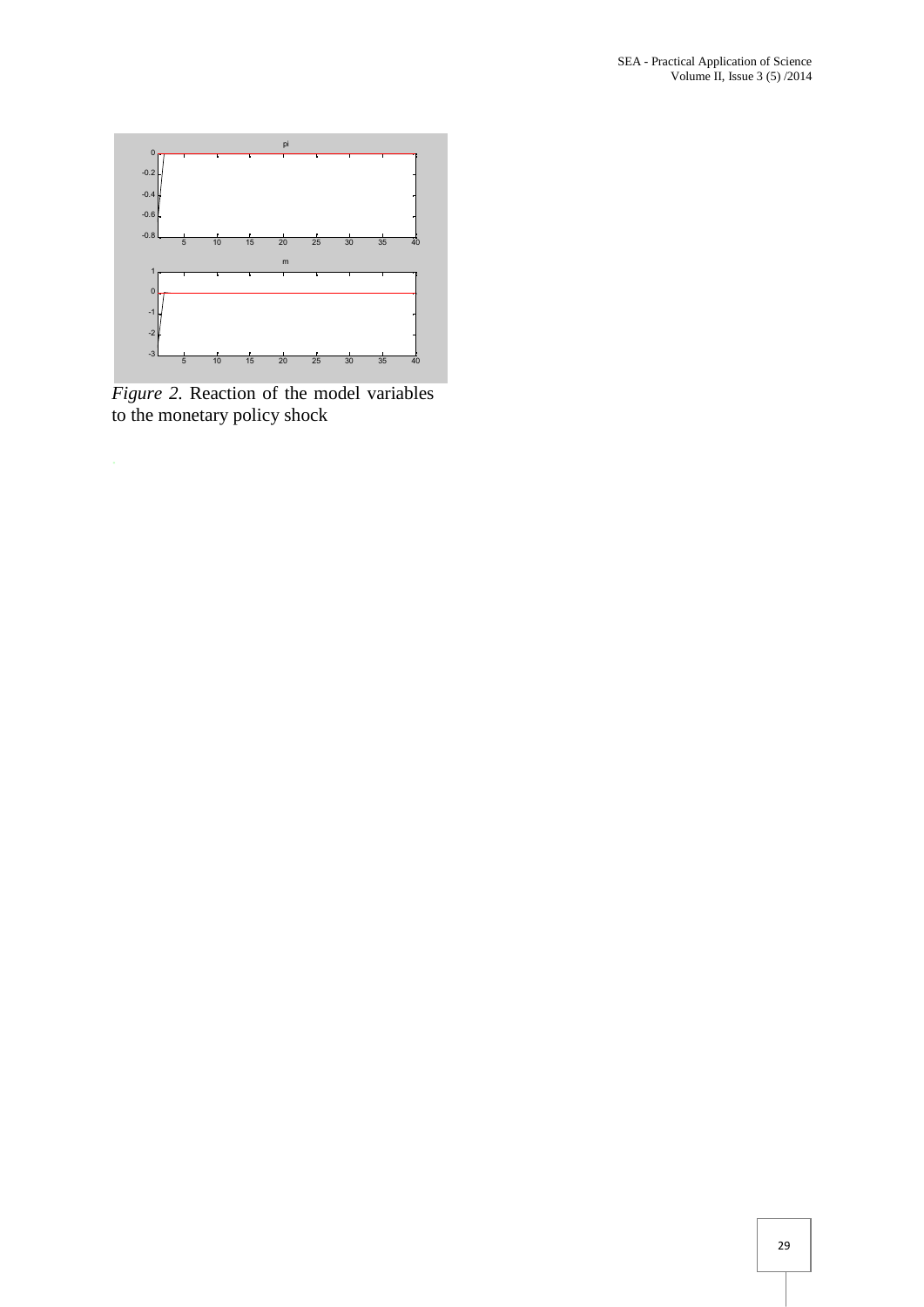*Figure 2.* Reaction of the model variables to the monetary policy shock